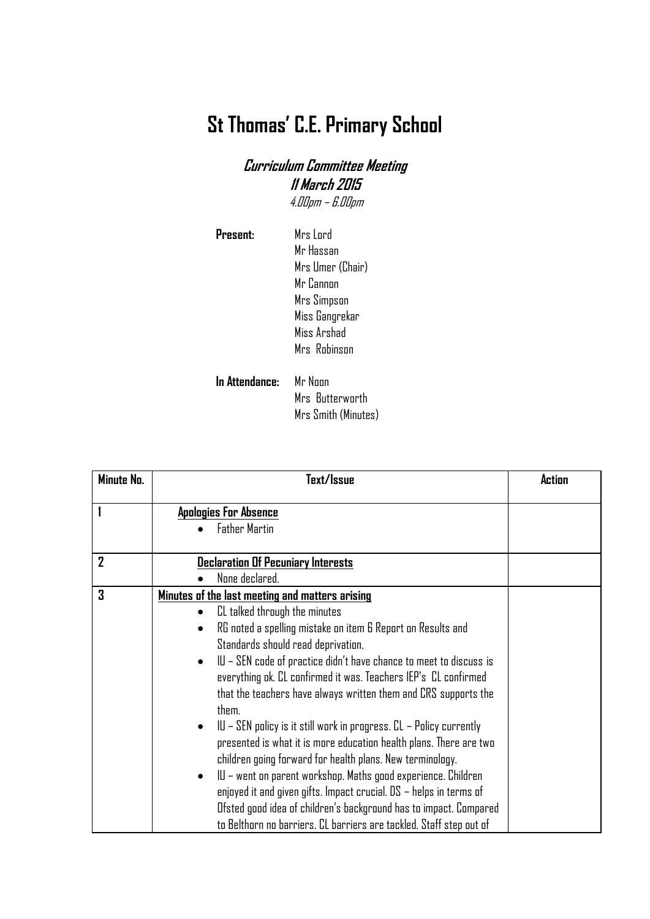# St Thomas' C.E. Primary School

### *Curriculum Committee Meeting*
### *11 March 2015*
*4.00pm – 6.00pm*

**Present:** Mrs Lord
Mr Hassan
Mrs Umer (Chair)
Mr Cannon
Mrs Simpson
Miss Gangrekar
Miss Arshad
Mrs Robinson

**In Attendance:** Mr Noon
Mrs Butterworth
Mrs Smith (Minutes)

| Minute No. | Text/Issue | Action |
|---|---|---|
| 1 | **Apologies For Absence**<br>• Father Martin | |
| 2 | **Declaration Of Pecuniary Interests**<br>• None declared. | |
| 3 | **Minutes of the last meeting and matters arising**<br>• CL talked through the minutes<br>• RG noted a spelling mistake on item 6 Report on Results and Standards should read deprivation.<br>• IU – SEN code of practice didn't have chance to meet to discuss is everything ok. CL confirmed it was. Teachers IEP's CL confirmed that the teachers have always written them and CRS supports the them.<br>• IU – SEN policy is it still work in progress. CL – Policy currently presented is what it is more education health plans. There are two children going forward for health plans. New terminology.<br>• IU – went on parent workshop. Maths good experience. Children enjoyed it and given gifts. Impact crucial. DS – helps in terms of Ofsted good idea of children's background has to impact. Compared to Belthorn no barriers. CL barriers are tackled. Staff step out of | |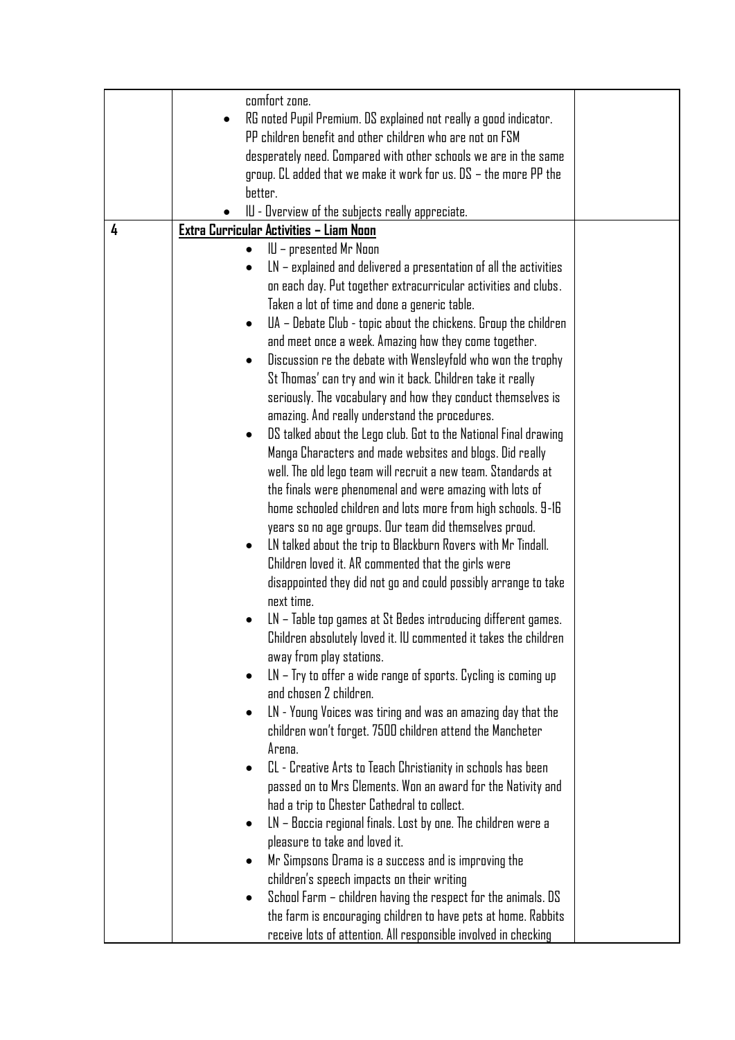| | | |
|---|---|---|
| | comfort zone.<br>• RG noted Pupil Premium. DS explained not really a good indicator. PP children benefit and other children who are not on FSM desperately need. Compared with other schools we are in the same group. CL added that we make it work for us. DS – the more PP the better.<br>• IU - Overview of the subjects really appreciate. | |
| 4 | **Extra Curricular Activities – Liam Noon**<br>• IU – presented Mr Noon<br>• LN – explained and delivered a presentation of all the activities on each day. Put together extracurricular activities and clubs. Taken a lot of time and done a generic table.<br>• UA – Debate Club - topic about the chickens. Group the children and meet once a week. Amazing how they come together.<br>• Discussion re the debate with Wensleyfold who won the trophy St Thomas' can try and win it back. Children take it really seriously. The vocabulary and how they conduct themselves is amazing. And really understand the procedures.<br>• DS talked about the Lego club. Got to the National Final drawing Manga Characters and made websites and blogs. Did really well. The old lego team will recruit a new team. Standards at the finals were phenomenal and were amazing with lots of home schooled children and lots more from high schools. 9-16 years so no age groups. Our team did themselves proud.<br>• LN talked about the trip to Blackburn Rovers with Mr Tindall. Children loved it. AR commented that the girls were disappointed they did not go and could possibly arrange to take next time.<br>• LN – Table top games at St Bedes introducing different games. Children absolutely loved it. IU commented it takes the children away from play stations.<br>• LN – Try to offer a wide range of sports. Cycling is coming up and chosen 2 children.<br>• LN - Young Voices was tiring and was an amazing day that the children won't forget. 7500 children attend the Mancheter Arena.<br>• CL - Creative Arts to Teach Christianity in schools has been passed on to Mrs Clements. Won an award for the Nativity and had a trip to Chester Cathedral to collect.<br>• LN – Boccia regional finals. Lost by one. The children were a pleasure to take and loved it.<br>• Mr Simpsons Drama is a success and is improving the children's speech impacts on their writing<br>• School Farm – children having the respect for the animals. DS the farm is encouraging children to have pets at home. Rabbits receive lots of attention. All responsible involved in checking | |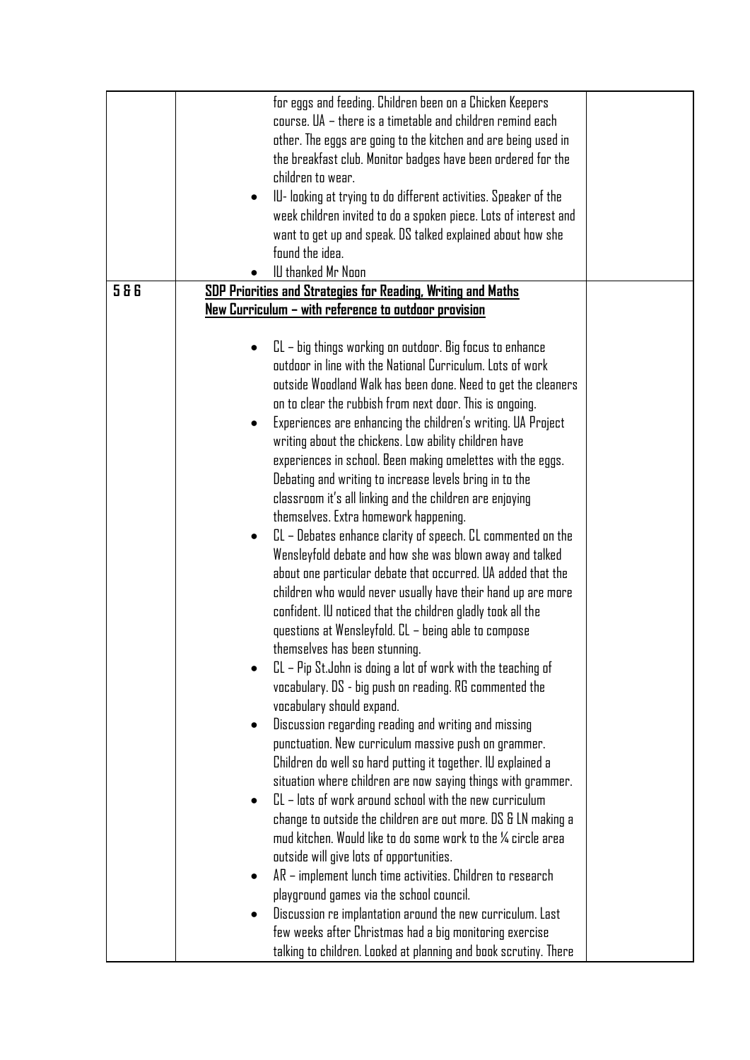| | | |
|---|---|---|
| | for eggs and feeding. Children been on a Chicken Keepers course. UA – there is a timetable and children remind each other. The eggs are going to the kitchen and are being used in the breakfast club. Monitor badges have been ordered for the children to wear.<br>• IU- looking at trying to do different activities. Speaker of the week children invited to do a spoken piece. Lots of interest and want to get up and speak. DS talked explained about how she found the idea.<br>• IU thanked Mr Noon | |
| **5 & 6** | **<u>SDP Priorities and Strategies for Reading, Writing and Maths</u>**<br>**<u>New Curriculum – with reference to outdoor provision</u>**<br><br>• CL – big things working on outdoor. Big focus to enhance outdoor in line with the National Curriculum. Lots of work outside Woodland Walk has been done. Need to get the cleaners on to clear the rubbish from next door. This is ongoing.<br>• Experiences are enhancing the children's writing. UA Project writing about the chickens. Low ability children have experiences in school. Been making omelettes with the eggs. Debating and writing to increase levels bring in to the classroom it's all linking and the children are enjoying themselves. Extra homework happening.<br>• CL – Debates enhance clarity of speech. CL commented on the Wensleyfold debate and how she was blown away and talked about one particular debate that occurred. UA added that the children who would never usually have their hand up are more confident. IU noticed that the children gladly took all the questions at Wensleyfold. CL – being able to compose themselves has been stunning.<br>• CL – Pip St.John is doing a lot of work with the teaching of vocabulary. DS - big push on reading. RG commented the vocabulary should expand.<br>• Discussion regarding reading and writing and missing punctuation. New curriculum massive push on grammer. Children do well so hard putting it together. IU explained a situation where children are now saying things with grammer.<br>• CL – lots of work around school with the new curriculum change to outside the children are out more. DS & LN making a mud kitchen. Would like to do some work to the ¼ circle area outside will give lots of opportunities.<br>• AR – implement lunch time activities. Children to research playground games via the school council.<br>• Discussion re implantation around the new curriculum. Last few weeks after Christmas had a big monitoring exercise talking to children. Looked at planning and book scrutiny. There | |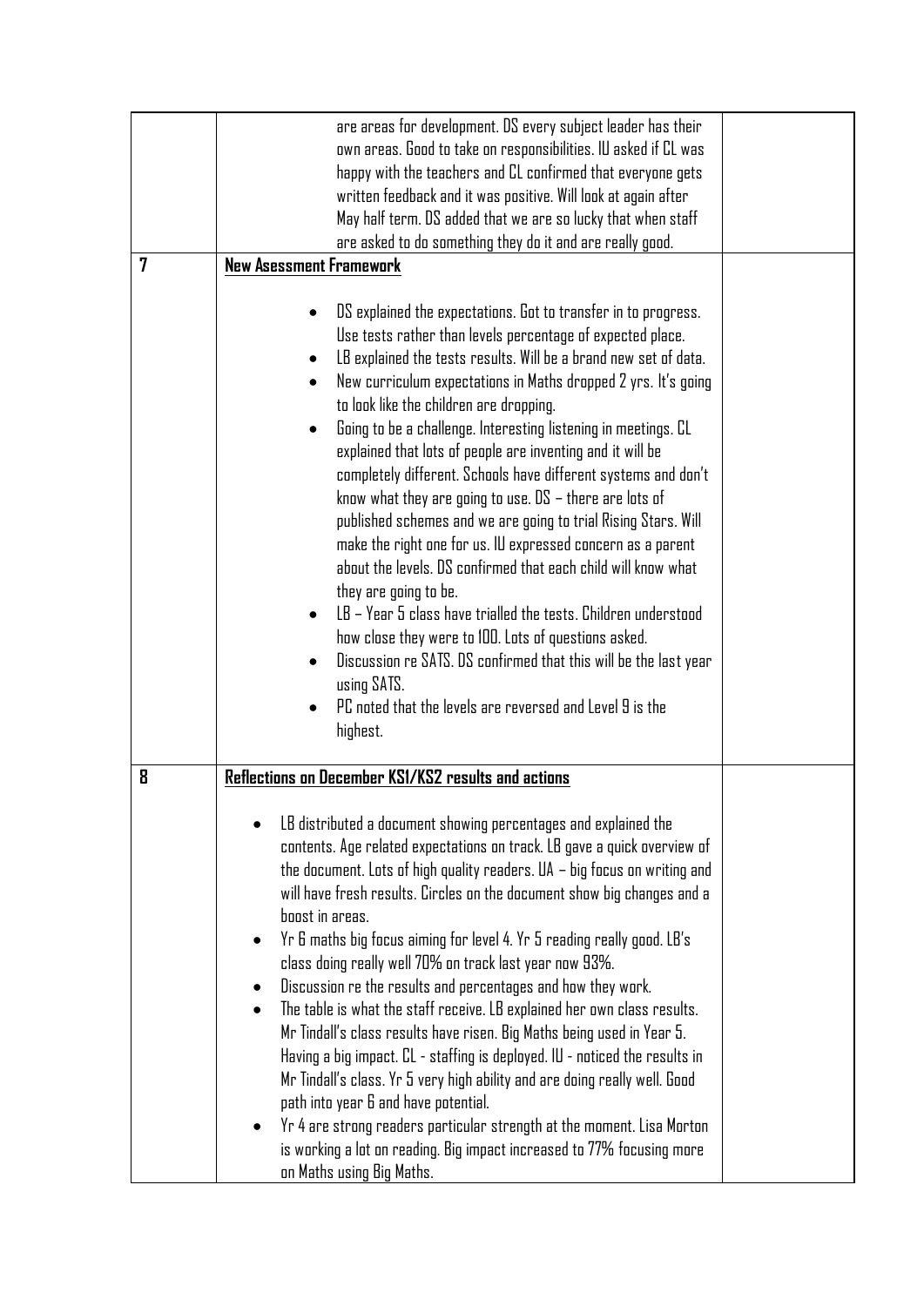| | | |
|---|---|---|
| | are areas for development. DS every subject leader has their own areas. Good to take on responsibilities. IW asked if CL was happy with the teachers and CL confirmed that everyone gets written feedback and it was positive. Will look at again after May half term. DS added that we are so lucky that when staff are asked to do something they do it and are really good. | |
| 7 | **<u>New Asessment Framework</u>**<br><br>• DS explained the expectations. Got to transfer in to progress. Use tests rather than levels percentage of expected place.<br>• LB explained the tests results. Will be a brand new set of data.<br>• New curriculum expectations in Maths dropped 2 yrs. It's going to look like the children are dropping.<br>• Going to be a challenge. Interesting listening in meetings. CL explained that lots of people are inventing and it will be completely different. Schools have different systems and don't know what they are going to use. DS – there are lots of published schemes and we are going to trial Rising Stars. Will make the right one for us. IW expressed concern as a parent about the levels. DS confirmed that each child will know what they are going to be.<br>• LB – Year 5 class have trialled the tests. Children understood how close they were to 100. Lots of questions asked.<br>• Discussion re SATS. DS confirmed that this will be the last year using SATS.<br>• PC noted that the levels are reversed and Level 9 is the highest. | |
| 8 | **<u>Reflections on December KS1/KS2 results and actions</u>**<br><br>• LB distributed a document showing percentages and explained the contents. Age related expectations on track. LB gave a quick overview of the document. Lots of high quality readers. UA – big focus on writing and will have fresh results. Circles on the document show big changes and a boost in areas.<br>• Yr 6 maths big focus aiming for level 4. Yr 5 reading really good. LB's class doing really well 70% on track last year now 93%.<br>• Discussion re the results and percentages and how they work.<br>• The table is what the staff receive. LB explained her own class results. Mr Tindall's class results have risen. Big Maths being used in Year 5. Having a big impact. CL - staffing is deployed. IW - noticed the results in Mr Tindall's class. Yr 5 very high ability and are doing really well. Good path into year 6 and have potential.<br>• Yr 4 are strong readers particular strength at the moment. Lisa Morton is working a lot on reading. Big impact increased to 77% focusing more on Maths using Big Maths. | |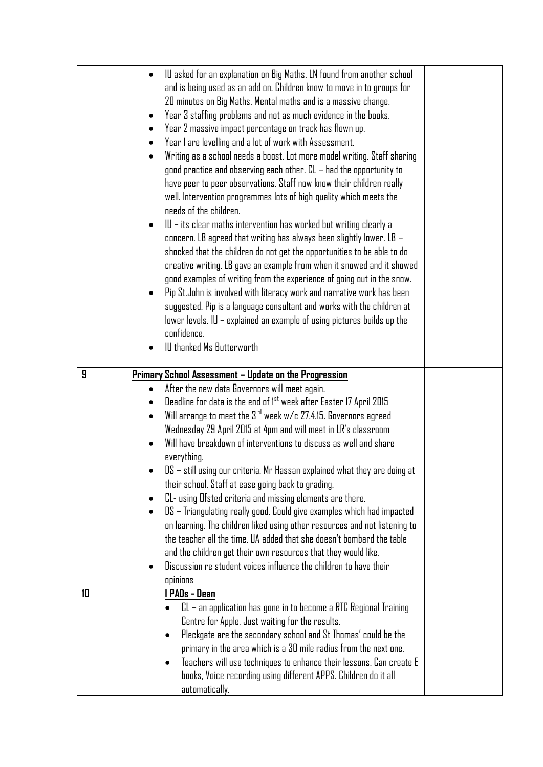| | | |
|---|---|---|
| | • IU asked for an explanation on Big Maths. LN found from another school and is being used as an add on. Children know to move in to groups for 20 minutes on Big Maths. Mental maths and is a massive change.<br>• Year 3 staffing problems and not as much evidence in the books.<br>• Year 2 massive impact percentage on track has flown up.<br>• Year 1 are levelling and a lot of work with Assessment.<br>• Writing as a school needs a boost. Lot more model writing. Staff sharing good practice and observing each other. CL – had the opportunity to have peer to peer observations. Staff now know their children really well. Intervention programmes lots of high quality which meets the needs of the children.<br>• IU – its clear maths intervention has worked but writing clearly a concern. LB agreed that writing has always been slightly lower. LB – shocked that the children do not get the opportunities to be able to do creative writing. LB gave an example from when it snowed and it showed good examples of writing from the experience of going out in the snow.<br>• Pip St.John is involved with literacy work and narrative work has been suggested. Pip is a language consultant and works with the children at lower levels. IU – explained an example of using pictures builds up the confidence.<br>• IU thanked Ms Butterworth | |
| **9** | **<u>Primary School Assessment – Update on the Progression</u>**<br>• After the new data Governors will meet again.<br>• Deadline for data is the end of 1st week after Easter 17 April 2015<br>• Will arrange to meet the 3rd week w/c 27.4.15. Governors agreed Wednesday 29 April 2015 at 4pm and will meet in LR's classroom<br>• Will have breakdown of interventions to discuss as well and share everything.<br>• DS – still using our criteria. Mr Hassan explained what they are doing at their school. Staff at ease going back to grading.<br>• CL- using Ofsted criteria and missing elements are there.<br>• DS – Triangulating really good. Could give examples which had impacted on learning. The children liked using other resources and not listening to the teacher all the time. UA added that she doesn't bombard the table and the children get their own resources that they would like.<br>• Discussion re student voices influence the children to have their opinions | |
| **10** | **<u>I PADs - Dean</u>**<br>• CL – an application has gone in to become a RTC Regional Training Centre for Apple. Just waiting for the results.<br>• Pleckgate are the secondary school and St Thomas' could be the primary in the area which is a 30 mile radius from the next one.<br>• Teachers will use techniques to enhance their lessons. Can create E books, Voice recording using different APPS. Children do it all automatically. | |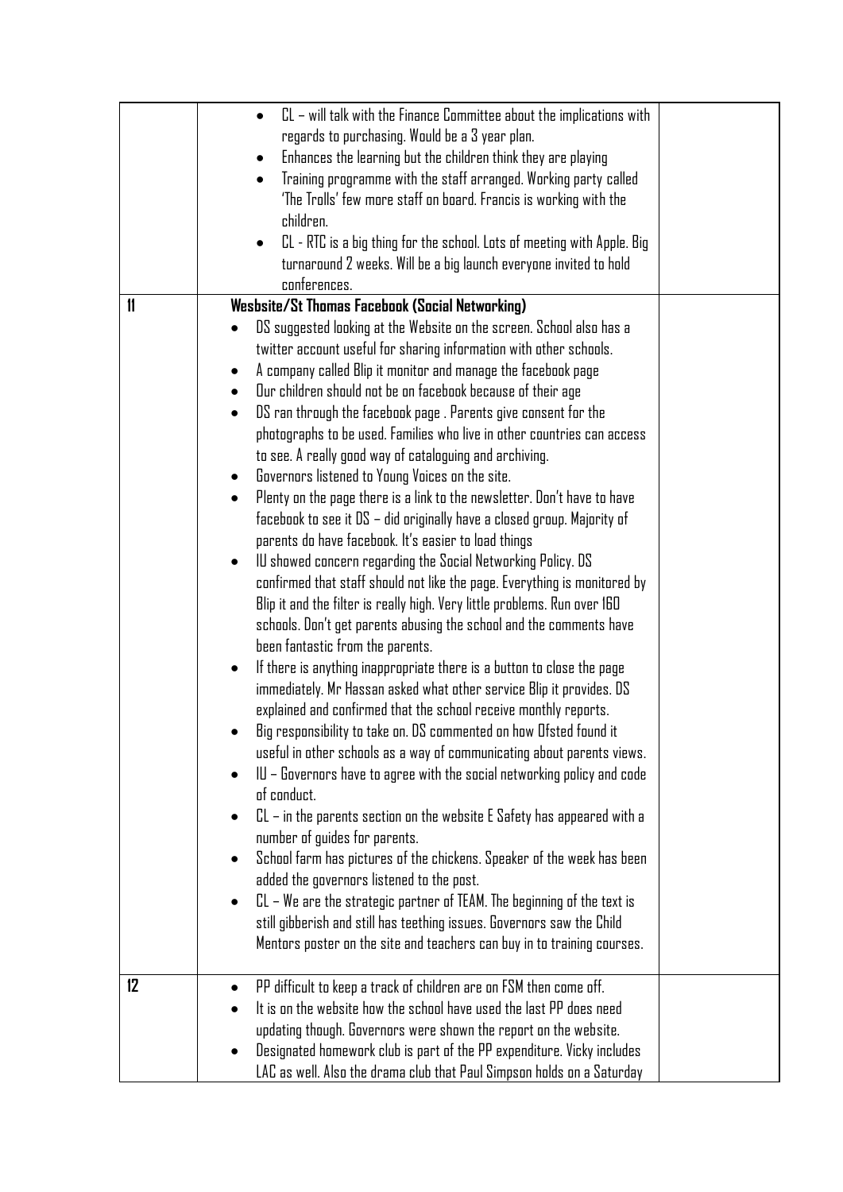| | | |
|---|---|---|
| | • CL – will talk with the Finance Committee about the implications with regards to purchasing. Would be a 3 year plan.<br>• Enhances the learning but the children think they are playing<br>• Training programme with the staff arranged. Working party called 'The Trolls' few more staff on board. Francis is working with the children.<br>• CL - RTC is a big thing for the school. Lots of meeting with Apple. Big turnaround 2 weeks. Will be a big launch everyone invited to hold conferences. | |
| 11 | **Wesbsite/St Thomas Facebook (Social Networking)**<br>• DS suggested looking at the Website on the screen. School also has a twitter account useful for sharing information with other schools.<br>• A company called Blip it monitor and manage the facebook page<br>• Our children should not be on facebook because of their age<br>• DS ran through the facebook page . Parents give consent for the photographs to be used. Families who live in other countries can access to see. A really good way of cataloguing and archiving.<br>• Governors listened to Young Voices on the site.<br>• Plenty on the page there is a link to the newsletter. Don't have to have facebook to see it DS – did originally have a closed group. Majority of parents do have facebook. It's easier to load things<br>• IU showed concern regarding the Social Networking Policy. DS confirmed that staff should not like the page. Everything is monitored by Blip it and the filter is really high. Very little problems. Run over 160 schools. Don't get parents abusing the school and the comments have been fantastic from the parents.<br>• If there is anything inappropriate there is a button to close the page immediately. Mr Hassan asked what other service Blip it provides. DS explained and confirmed that the school receive monthly reports.<br>• Big responsibility to take on. DS commented on how Ofsted found it useful in other schools as a way of communicating about parents views.<br>• IU – Governors have to agree with the social networking policy and code of conduct.<br>• CL – in the parents section on the website E Safety has appeared with a number of guides for parents.<br>• School farm has pictures of the chickens. Speaker of the week has been added the governors listened to the post.<br>• CL – We are the strategic partner of TEAM. The beginning of the text is still gibberish and still has teething issues. Governors saw the Child Mentors poster on the site and teachers can buy in to training courses. | |
| 12 | • PP difficult to keep a track of children are on FSM then come off.<br>• It is on the website how the school have used the last PP does need updating though. Governors were shown the report on the website.<br>• Designated homework club is part of the PP expenditure. Vicky includes LAC as well. Also the drama club that Paul Simpson holds on a Saturday | |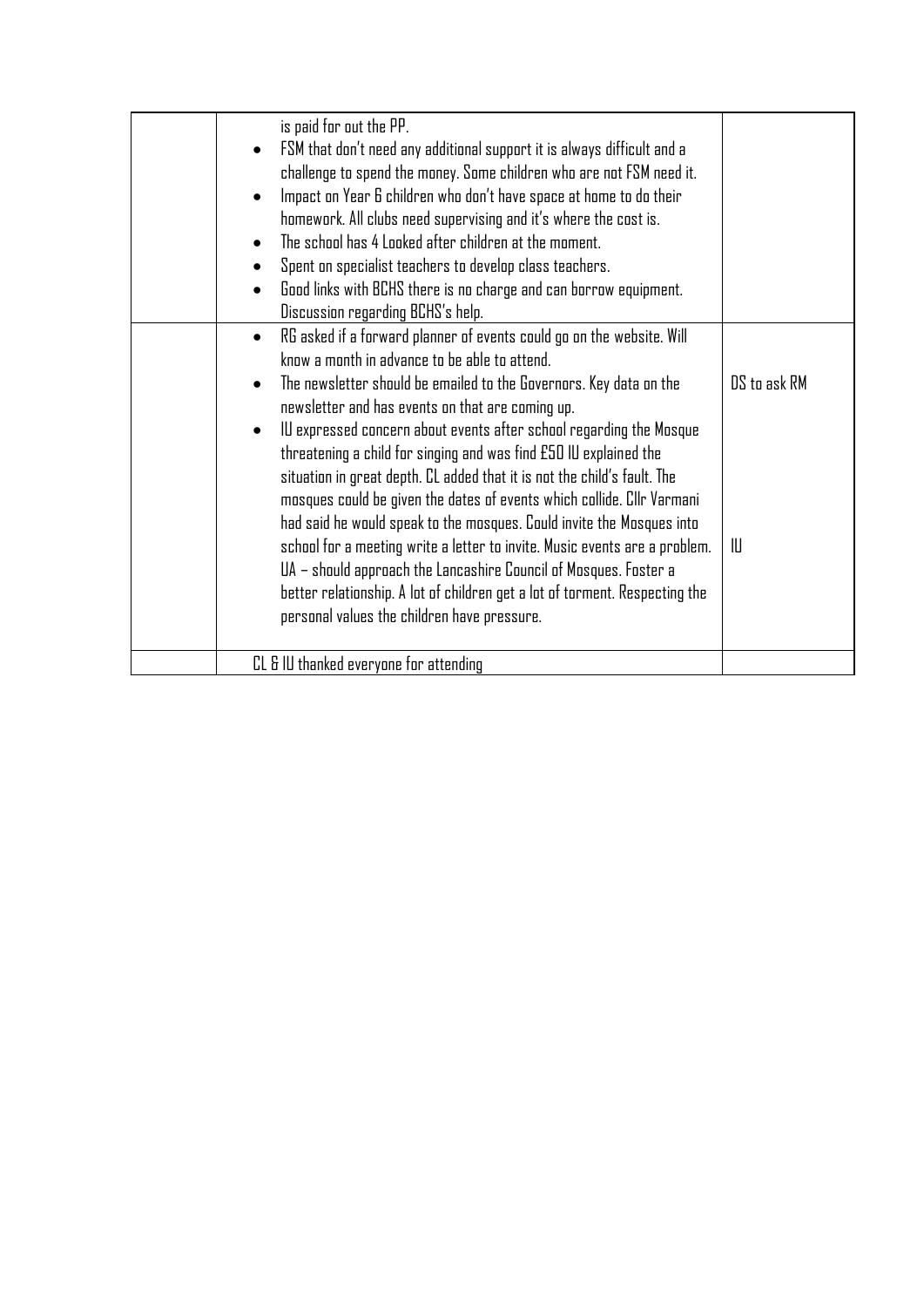| | | |
|---|---|---|
| | is paid for out the PP.<br>• FSM that don't need any additional support it is always difficult and a challenge to spend the money. Some children who are not FSM need it.<br>• Impact on Year 6 children who don't have space at home to do their homework. All clubs need supervising and it's where the cost is.<br>• The school has 4 Looked after children at the moment.<br>• Spent on specialist teachers to develop class teachers.<br>• Good links with BCHS there is no charge and can borrow equipment. Discussion regarding BCHS's help. | |
| | • RG asked if a forward planner of events could go on the website. Will know a month in advance to be able to attend.<br>• The newsletter should be emailed to the Governors. Key data on the newsletter and has events on that are coming up.<br>• IU expressed concern about events after school regarding the Mosque threatening a child for singing and was find £50 IU explained the situation in great depth. CL added that it is not the child's fault. The mosques could be given the dates of events which collide. Cllr Varmani had said he would speak to the mosques. Could invite the Mosques into school for a meeting write a letter to invite. Music events are a problem. UA – should approach the Lancashire Council of Mosques. Foster a better relationship. A lot of children get a lot of torment. Respecting the personal values the children have pressure. | DS to ask RM<br><br>IU |
| | CL & IU thanked everyone for attending | |